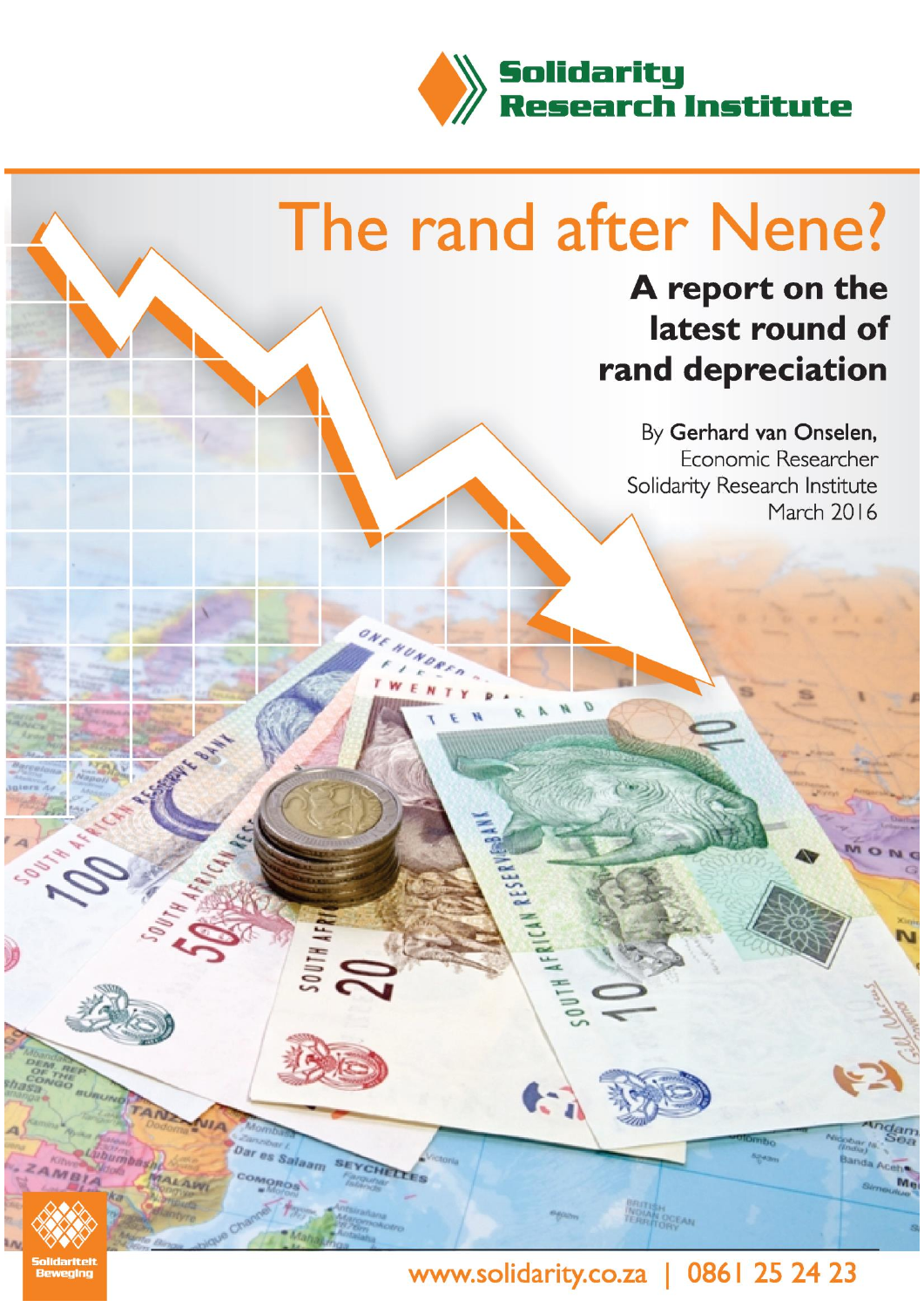Solidarity Research Institute

# The rand after Nene?

## A report on the latest round of rand depreciation

By **Gerhard van Onselen,**
Economic Researcher
Solidarity Research Institute
March 2016

Solidariteit Beweging

www.solidarity.co.za | 0861 25 24 23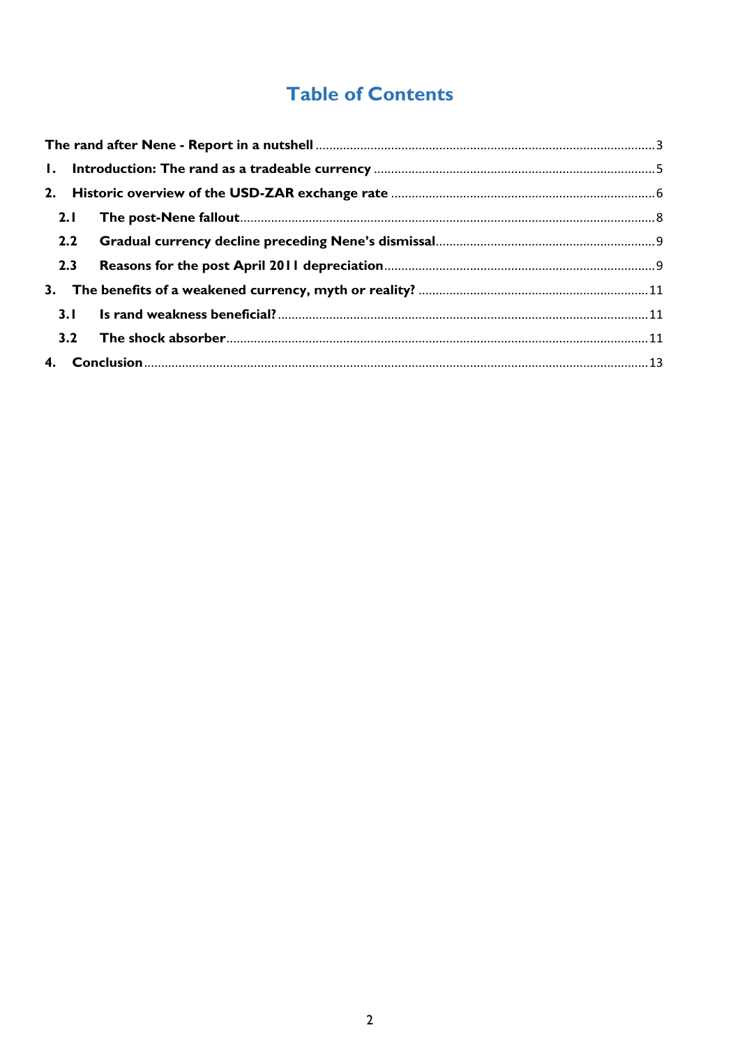# Table of Contents

The rand after Nene - Report in a nutshell ..... 3

1. Introduction: The rand as a tradeable currency ..... 5

2. Historic overview of the USD-ZAR exchange rate ..... 6

   2.1 The post-Nene fallout ..... 8

   2.2 Gradual currency decline preceding Nene's dismissal ..... 9

   2.3 Reasons for the post April 2011 depreciation ..... 9

3. The benefits of a weakened currency, myth or reality? ..... 11

   3.1 Is rand weakness beneficial? ..... 11

   3.2 The shock absorber ..... 11

4. Conclusion ..... 13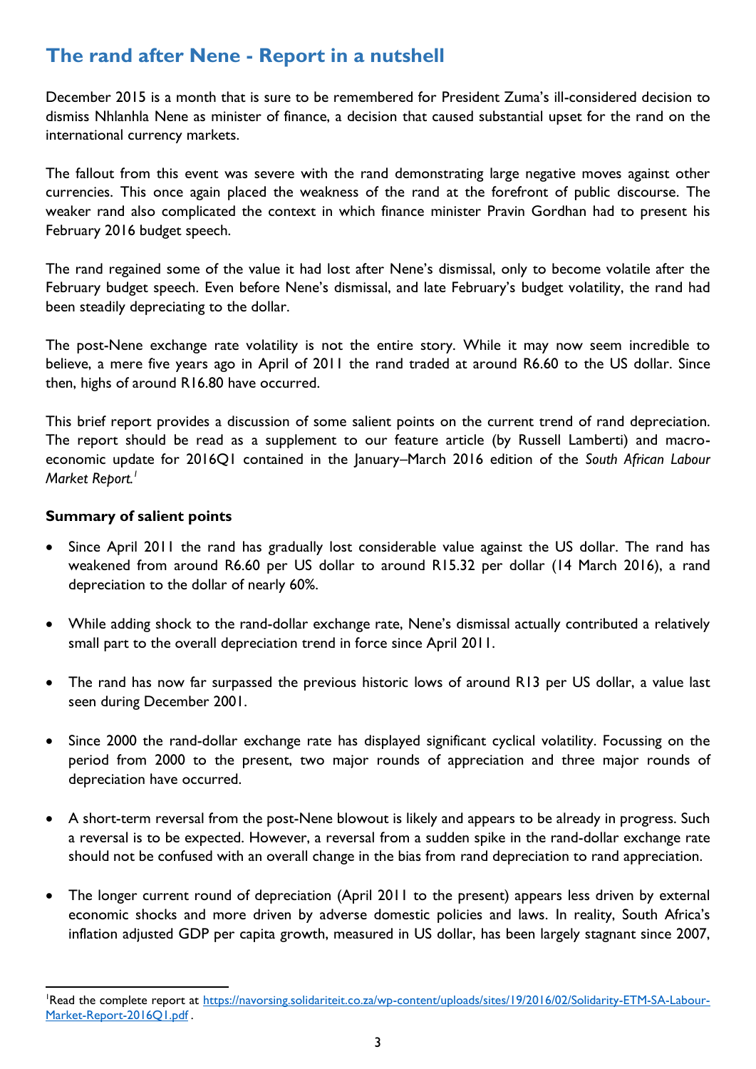## The rand after Nene - Report in a nutshell

December 2015 is a month that is sure to be remembered for President Zuma's ill-considered decision to dismiss Nhlanhla Nene as minister of finance, a decision that caused substantial upset for the rand on the international currency markets.

The fallout from this event was severe with the rand demonstrating large negative moves against other currencies. This once again placed the weakness of the rand at the forefront of public discourse. The weaker rand also complicated the context in which finance minister Pravin Gordhan had to present his February 2016 budget speech.

The rand regained some of the value it had lost after Nene's dismissal, only to become volatile after the February budget speech. Even before Nene's dismissal, and late February's budget volatility, the rand had been steadily depreciating to the dollar.

The post-Nene exchange rate volatility is not the entire story. While it may now seem incredible to believe, a mere five years ago in April of 2011 the rand traded at around R6.60 to the US dollar. Since then, highs of around R16.80 have occurred.

This brief report provides a discussion of some salient points on the current trend of rand depreciation. The report should be read as a supplement to our feature article (by Russell Lamberti) and macro-economic update for 2016Q1 contained in the January–March 2016 edition of the *South African Labour Market Report.*[1]

### Summary of salient points

- Since April 2011 the rand has gradually lost considerable value against the US dollar. The rand has weakened from around R6.60 per US dollar to around R15.32 per dollar (14 March 2016), a rand depreciation to the dollar of nearly 60%.
- While adding shock to the rand-dollar exchange rate, Nene's dismissal actually contributed a relatively small part to the overall depreciation trend in force since April 2011.
- The rand has now far surpassed the previous historic lows of around R13 per US dollar, a value last seen during December 2001.
- Since 2000 the rand-dollar exchange rate has displayed significant cyclical volatility. Focussing on the period from 2000 to the present, two major rounds of appreciation and three major rounds of depreciation have occurred.
- A short-term reversal from the post-Nene blowout is likely and appears to be already in progress. Such a reversal is to be expected. However, a reversal from a sudden spike in the rand-dollar exchange rate should not be confused with an overall change in the bias from rand depreciation to rand appreciation.
- The longer current round of depreciation (April 2011 to the present) appears less driven by external economic shocks and more driven by adverse domestic policies and laws. In reality, South Africa's inflation adjusted GDP per capita growth, measured in US dollar, has been largely stagnant since 2007,

[1] Read the complete report at https://navorsing.solidariteit.co.za/wp-content/uploads/sites/19/2016/02/Solidarity-ETM-SA-Labour-Market-Report-2016Q1.pdf .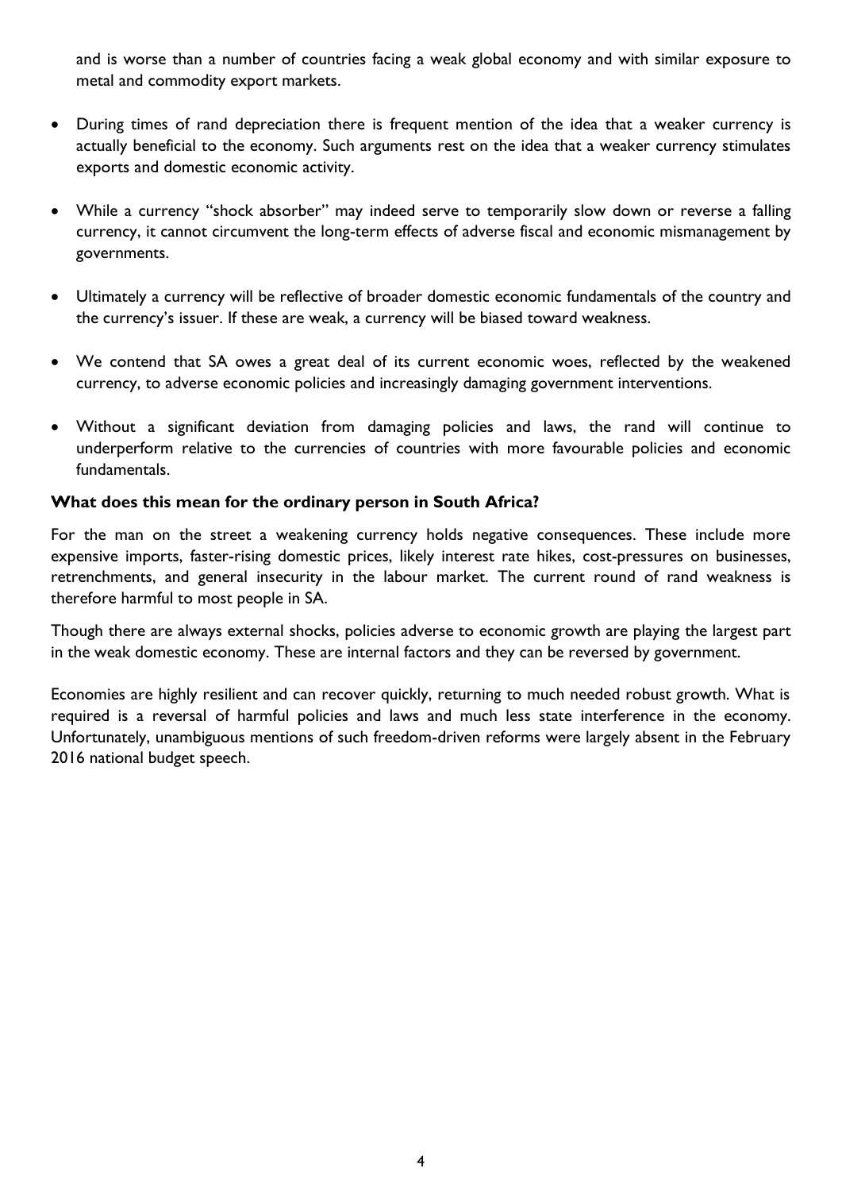and is worse than a number of countries facing a weak global economy and with similar exposure to metal and commodity export markets.

- During times of rand depreciation there is frequent mention of the idea that a weaker currency is actually beneficial to the economy. Such arguments rest on the idea that a weaker currency stimulates exports and domestic economic activity.

- While a currency "shock absorber" may indeed serve to temporarily slow down or reverse a falling currency, it cannot circumvent the long-term effects of adverse fiscal and economic mismanagement by governments.

- Ultimately a currency will be reflective of broader domestic economic fundamentals of the country and the currency's issuer. If these are weak, a currency will be biased toward weakness.

- We contend that SA owes a great deal of its current economic woes, reflected by the weakened currency, to adverse economic policies and increasingly damaging government interventions.

- Without a significant deviation from damaging policies and laws, the rand will continue to underperform relative to the currencies of countries with more favourable policies and economic fundamentals.

**What does this mean for the ordinary person in South Africa?**

For the man on the street a weakening currency holds negative consequences. These include more expensive imports, faster-rising domestic prices, likely interest rate hikes, cost-pressures on businesses, retrenchments, and general insecurity in the labour market. The current round of rand weakness is therefore harmful to most people in SA.

Though there are always external shocks, policies adverse to economic growth are playing the largest part in the weak domestic economy. These are internal factors and they can be reversed by government.

Economies are highly resilient and can recover quickly, returning to much needed robust growth. What is required is a reversal of harmful policies and laws and much less state interference in the economy. Unfortunately, unambiguous mentions of such freedom-driven reforms were largely absent in the February 2016 national budget speech.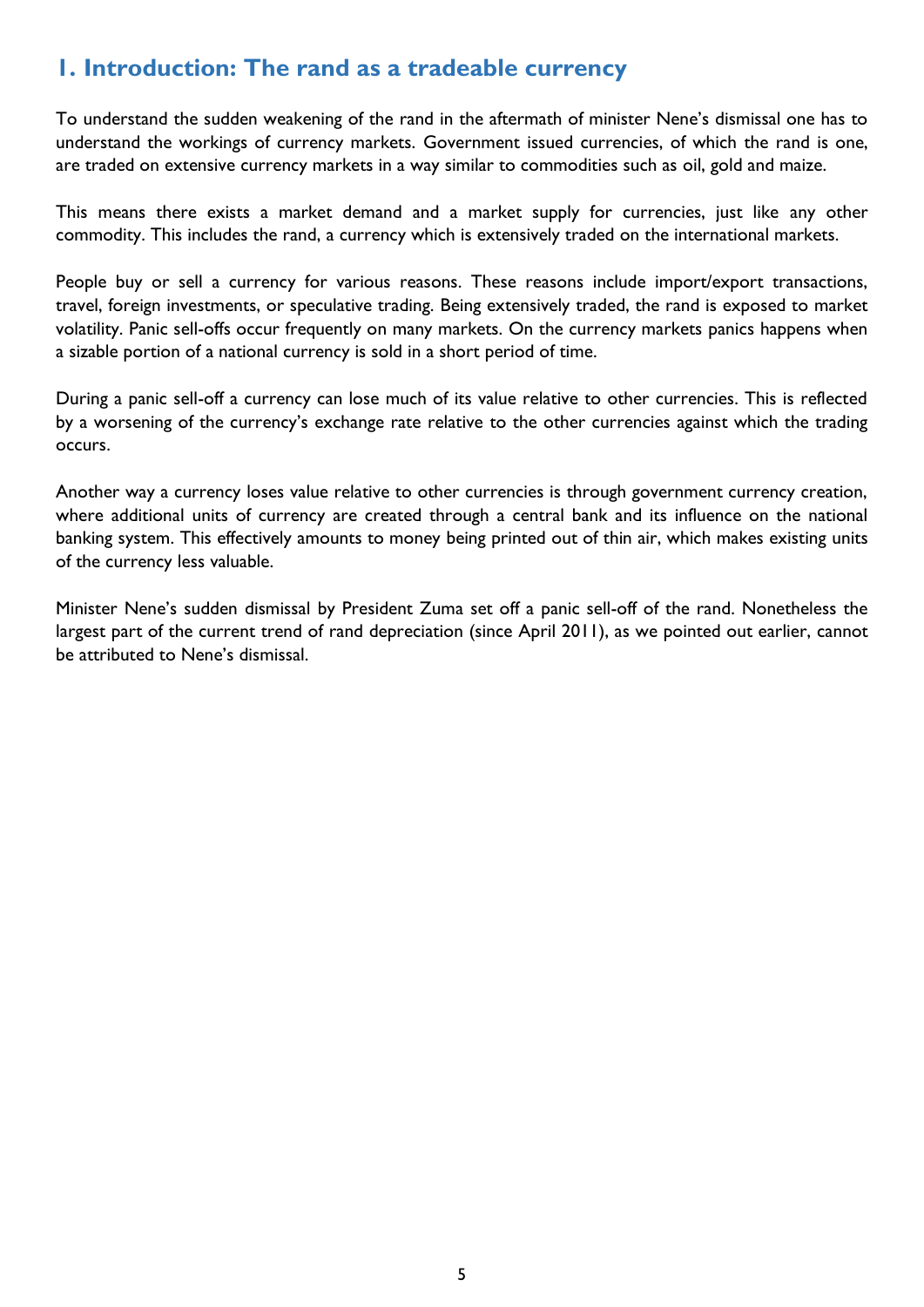## 1. Introduction: The rand as a tradeable currency

To understand the sudden weakening of the rand in the aftermath of minister Nene's dismissal one has to understand the workings of currency markets. Government issued currencies, of which the rand is one, are traded on extensive currency markets in a way similar to commodities such as oil, gold and maize.

This means there exists a market demand and a market supply for currencies, just like any other commodity. This includes the rand, a currency which is extensively traded on the international markets.

People buy or sell a currency for various reasons. These reasons include import/export transactions, travel, foreign investments, or speculative trading. Being extensively traded, the rand is exposed to market volatility. Panic sell-offs occur frequently on many markets. On the currency markets panics happens when a sizable portion of a national currency is sold in a short period of time.

During a panic sell-off a currency can lose much of its value relative to other currencies. This is reflected by a worsening of the currency's exchange rate relative to the other currencies against which the trading occurs.

Another way a currency loses value relative to other currencies is through government currency creation, where additional units of currency are created through a central bank and its influence on the national banking system. This effectively amounts to money being printed out of thin air, which makes existing units of the currency less valuable.

Minister Nene's sudden dismissal by President Zuma set off a panic sell-off of the rand. Nonetheless the largest part of the current trend of rand depreciation (since April 2011), as we pointed out earlier, cannot be attributed to Nene's dismissal.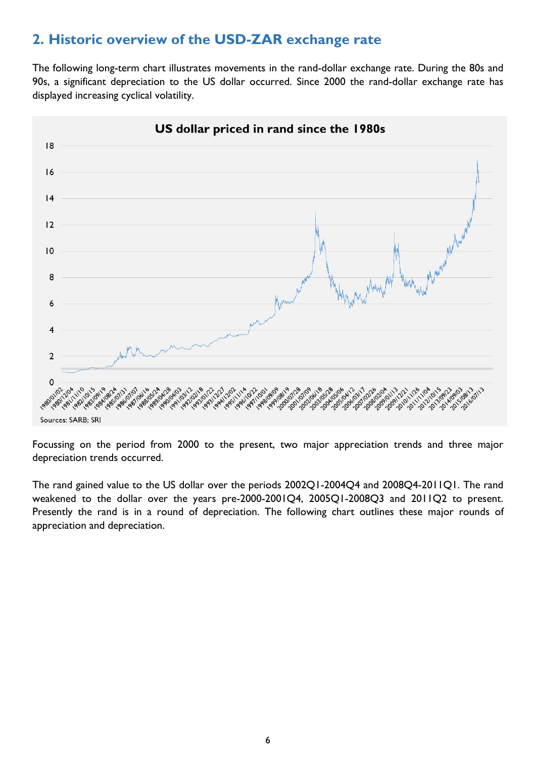## 2. Historic overview of the USD-ZAR exchange rate

The following long-term chart illustrates movements in the rand-dollar exchange rate. During the 80s and 90s, a significant depreciation to the US dollar occurred. Since 2000 the rand-dollar exchange rate has displayed increasing cyclical volatility.

**US dollar priced in rand since the 1980s**

Sources: SARB; SRI

Focussing on the period from 2000 to the present, two major appreciation trends and three major depreciation trends occurred.

The rand gained value to the US dollar over the periods 2002Q1-2004Q4 and 2008Q4-2011Q1. The rand weakened to the dollar over the years pre-2000-2001Q4, 2005Q1-2008Q3 and 2011Q2 to present. Presently the rand is in a round of depreciation. The following chart outlines these major rounds of appreciation and depreciation.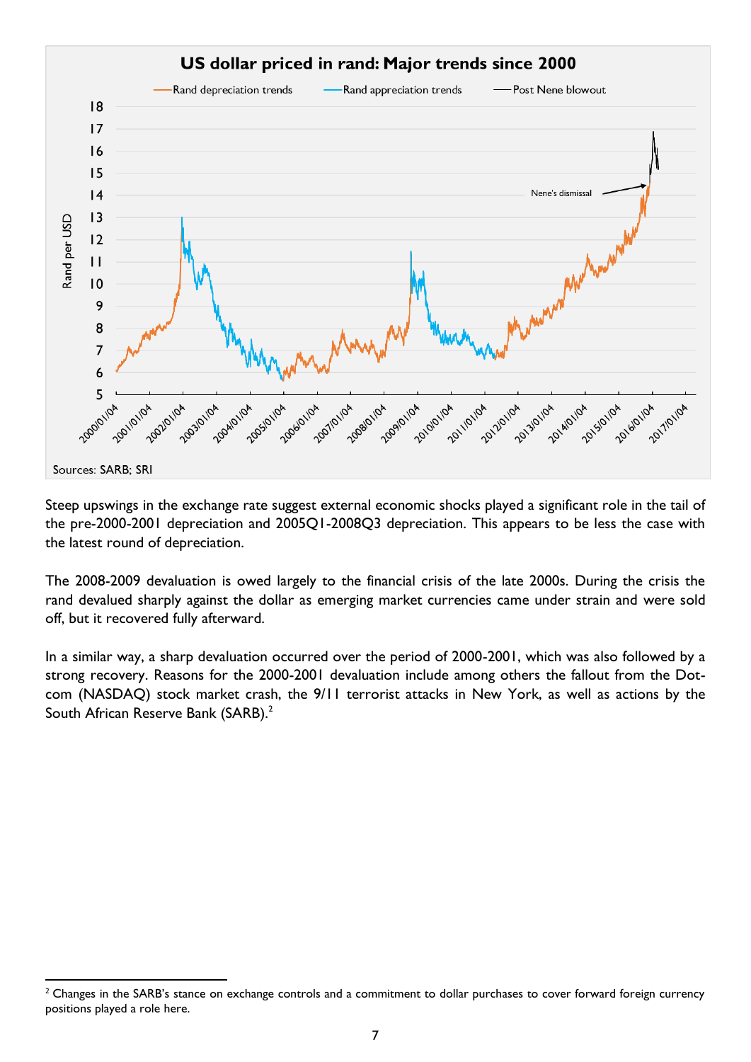**US dollar priced in rand: Major trends since 2000**

Sources: SARB; SRI

Steep upswings in the exchange rate suggest external economic shocks played a significant role in the tail of the pre-2000-2001 depreciation and 2005Q1-2008Q3 depreciation. This appears to be less the case with the latest round of depreciation.

The 2008-2009 devaluation is owed largely to the financial crisis of the late 2000s. During the crisis the rand devalued sharply against the dollar as emerging market currencies came under strain and were sold off, but it recovered fully afterward.

In a similar way, a sharp devaluation occurred over the period of 2000-2001, which was also followed by a strong recovery. Reasons for the 2000-2001 devaluation include among others the fallout from the Dot-com (NASDAQ) stock market crash, the 9/11 terrorist attacks in New York, as well as actions by the South African Reserve Bank (SARB).[2]

---

[2] Changes in the SARB's stance on exchange controls and a commitment to dollar purchases to cover forward foreign currency positions played a role here.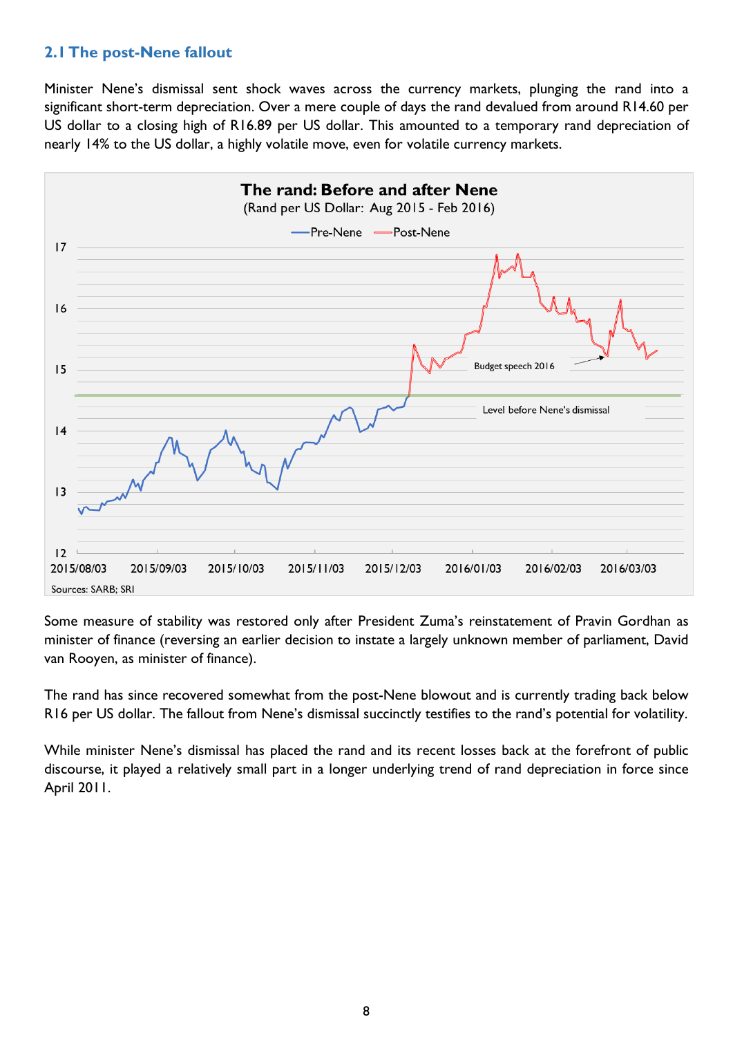## 2.1 The post-Nene fallout

Minister Nene's dismissal sent shock waves across the currency markets, plunging the rand into a significant short-term depreciation. Over a mere couple of days the rand devalued from around R14.60 per US dollar to a closing high of R16.89 per US dollar. This amounted to a temporary rand depreciation of nearly 14% to the US dollar, a highly volatile move, even for volatile currency markets.

**The rand: Before and after Nene**
(Rand per US Dollar: Aug 2015 - Feb 2016)

Sources: SARB; SRI

Some measure of stability was restored only after President Zuma's reinstatement of Pravin Gordhan as minister of finance (reversing an earlier decision to instate a largely unknown member of parliament, David van Rooyen, as minister of finance).

The rand has since recovered somewhat from the post-Nene blowout and is currently trading back below R16 per US dollar. The fallout from Nene's dismissal succinctly testifies to the rand's potential for volatility.

While minister Nene's dismissal has placed the rand and its recent losses back at the forefront of public discourse, it played a relatively small part in a longer underlying trend of rand depreciation in force since April 2011.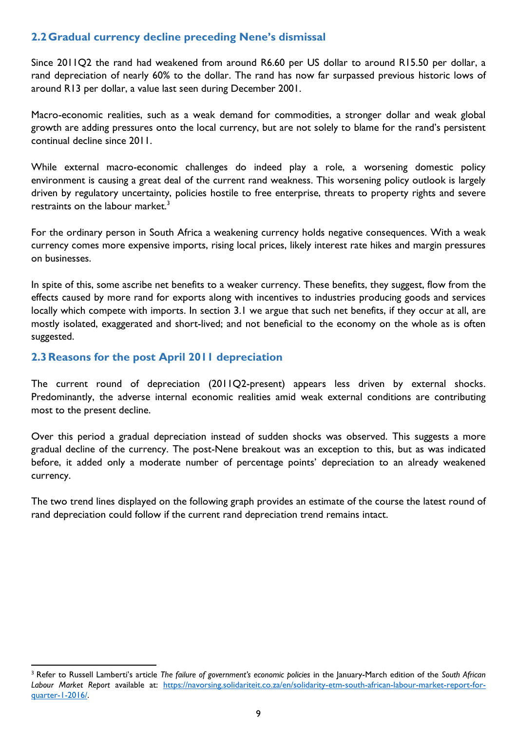## 2.2 Gradual currency decline preceding Nene's dismissal

Since 2011Q2 the rand had weakened from around R6.60 per US dollar to around R15.50 per dollar, a rand depreciation of nearly 60% to the dollar. The rand has now far surpassed previous historic lows of around R13 per dollar, a value last seen during December 2001.

Macro-economic realities, such as a weak demand for commodities, a stronger dollar and weak global growth are adding pressures onto the local currency, but are not solely to blame for the rand's persistent continual decline since 2011.

While external macro-economic challenges do indeed play a role, a worsening domestic policy environment is causing a great deal of the current rand weakness. This worsening policy outlook is largely driven by regulatory uncertainty, policies hostile to free enterprise, threats to property rights and severe restraints on the labour market.[3]

For the ordinary person in South Africa a weakening currency holds negative consequences. With a weak currency comes more expensive imports, rising local prices, likely interest rate hikes and margin pressures on businesses.

In spite of this, some ascribe net benefits to a weaker currency. These benefits, they suggest, flow from the effects caused by more rand for exports along with incentives to industries producing goods and services locally which compete with imports. In section 3.1 we argue that such net benefits, if they occur at all, are mostly isolated, exaggerated and short-lived; and not beneficial to the economy on the whole as is often suggested.

## 2.3 Reasons for the post April 2011 depreciation

The current round of depreciation (2011Q2-present) appears less driven by external shocks. Predominantly, the adverse internal economic realities amid weak external conditions are contributing most to the present decline.

Over this period a gradual depreciation instead of sudden shocks was observed. This suggests a more gradual decline of the currency. The post-Nene breakout was an exception to this, but as was indicated before, it added only a moderate number of percentage points' depreciation to an already weakened currency.

The two trend lines displayed on the following graph provides an estimate of the course the latest round of rand depreciation could follow if the current rand depreciation trend remains intact.

---

[3] Refer to Russell Lamberti's article *The failure of government's economic policies* in the January-March edition of the *South African Labour Market Report* available at: https://navorsing.solidariteit.co.za/en/solidarity-etm-south-african-labour-market-report-for-quarter-1-2016/.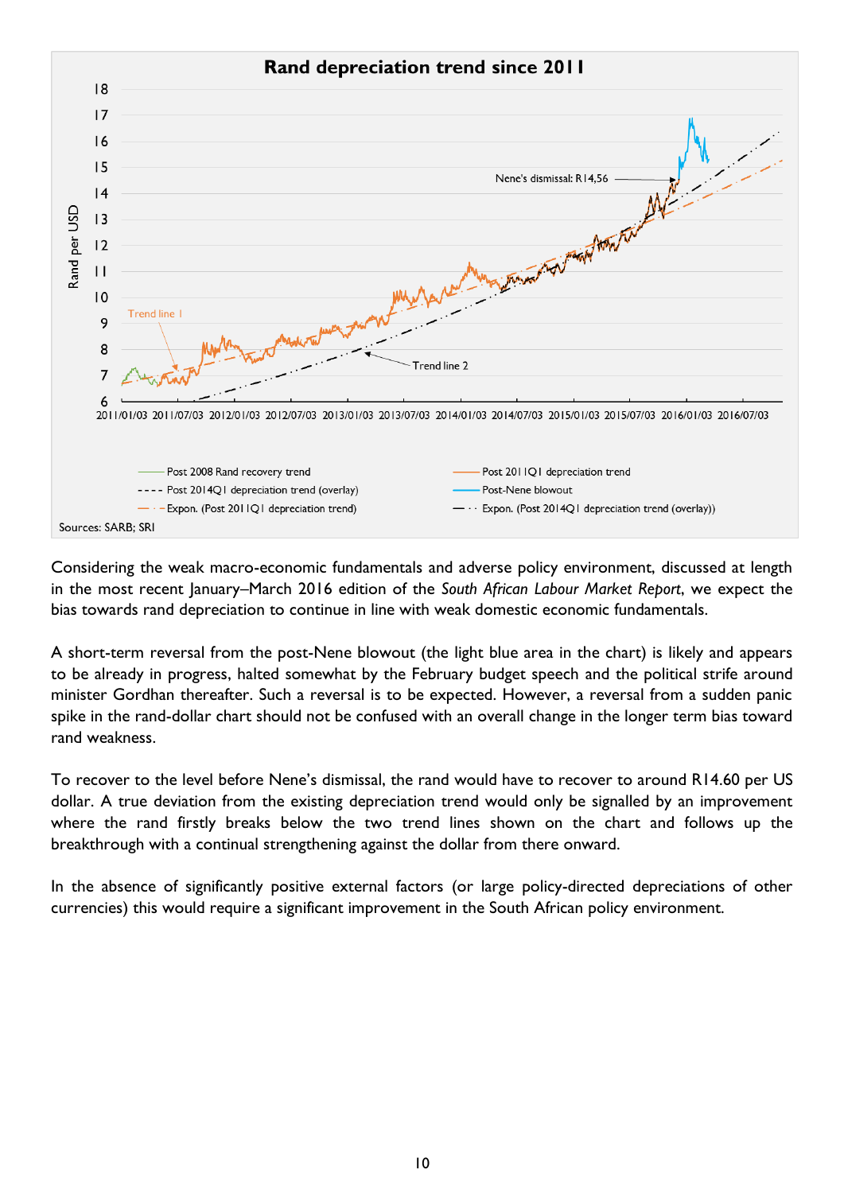**Rand depreciation trend since 2011**

Sources: SARB; SRI

Considering the weak macro-economic fundamentals and adverse policy environment, discussed at length in the most recent January–March 2016 edition of the *South African Labour Market Report*, we expect the bias towards rand depreciation to continue in line with weak domestic economic fundamentals.

A short-term reversal from the post-Nene blowout (the light blue area in the chart) is likely and appears to be already in progress, halted somewhat by the February budget speech and the political strife around minister Gordhan thereafter. Such a reversal is to be expected. However, a reversal from a sudden panic spike in the rand-dollar chart should not be confused with an overall change in the longer term bias toward rand weakness.

To recover to the level before Nene's dismissal, the rand would have to recover to around R14.60 per US dollar. A true deviation from the existing depreciation trend would only be signalled by an improvement where the rand firstly breaks below the two trend lines shown on the chart and follows up the breakthrough with a continual strengthening against the dollar from there onward.

In the absence of significantly positive external factors (or large policy-directed depreciations of other currencies) this would require a significant improvement in the South African policy environment.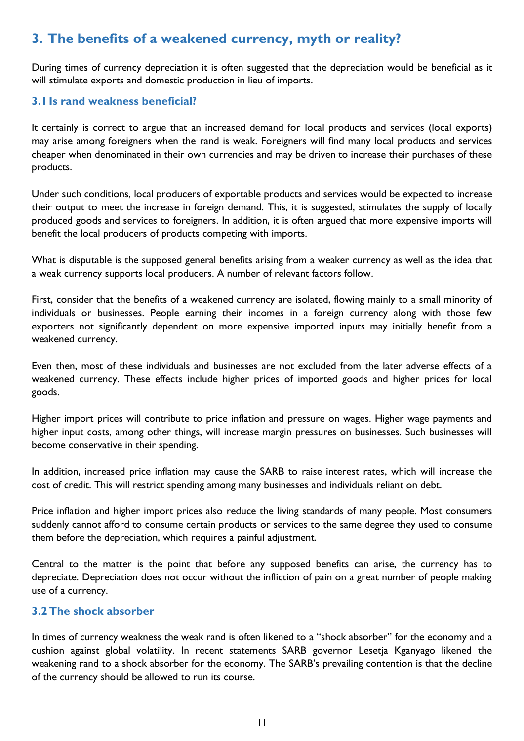## 3. The benefits of a weakened currency, myth or reality?

During times of currency depreciation it is often suggested that the depreciation would be beneficial as it will stimulate exports and domestic production in lieu of imports.

### 3.1 Is rand weakness beneficial?

It certainly is correct to argue that an increased demand for local products and services (local exports) may arise among foreigners when the rand is weak. Foreigners will find many local products and services cheaper when denominated in their own currencies and may be driven to increase their purchases of these products.

Under such conditions, local producers of exportable products and services would be expected to increase their output to meet the increase in foreign demand. This, it is suggested, stimulates the supply of locally produced goods and services to foreigners. In addition, it is often argued that more expensive imports will benefit the local producers of products competing with imports.

What is disputable is the supposed general benefits arising from a weaker currency as well as the idea that a weak currency supports local producers. A number of relevant factors follow.

First, consider that the benefits of a weakened currency are isolated, flowing mainly to a small minority of individuals or businesses. People earning their incomes in a foreign currency along with those few exporters not significantly dependent on more expensive imported inputs may initially benefit from a weakened currency.

Even then, most of these individuals and businesses are not excluded from the later adverse effects of a weakened currency. These effects include higher prices of imported goods and higher prices for local goods.

Higher import prices will contribute to price inflation and pressure on wages. Higher wage payments and higher input costs, among other things, will increase margin pressures on businesses. Such businesses will become conservative in their spending.

In addition, increased price inflation may cause the SARB to raise interest rates, which will increase the cost of credit. This will restrict spending among many businesses and individuals reliant on debt.

Price inflation and higher import prices also reduce the living standards of many people. Most consumers suddenly cannot afford to consume certain products or services to the same degree they used to consume them before the depreciation, which requires a painful adjustment.

Central to the matter is the point that before any supposed benefits can arise, the currency has to depreciate. Depreciation does not occur without the infliction of pain on a great number of people making use of a currency.

### 3.2 The shock absorber

In times of currency weakness the weak rand is often likened to a "shock absorber" for the economy and a cushion against global volatility. In recent statements SARB governor Lesetja Kganyago likened the weakening rand to a shock absorber for the economy. The SARB's prevailing contention is that the decline of the currency should be allowed to run its course.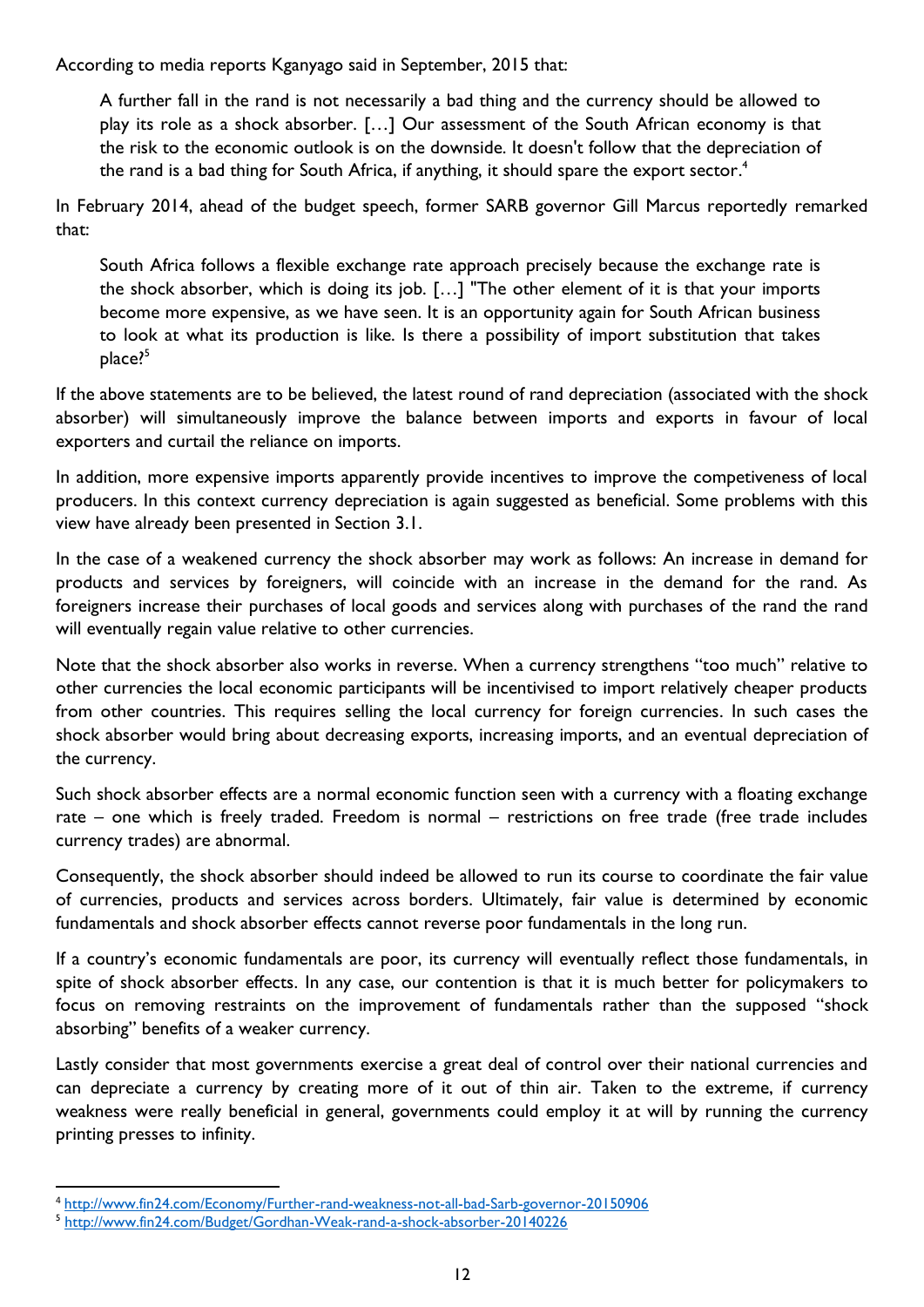According to media reports Kganyago said in September, 2015 that:

> A further fall in the rand is not necessarily a bad thing and the currency should be allowed to play its role as a shock absorber. […] Our assessment of the South African economy is that the risk to the economic outlook is on the downside. It doesn't follow that the depreciation of the rand is a bad thing for South Africa, if anything, it should spare the export sector.[4]

In February 2014, ahead of the budget speech, former SARB governor Gill Marcus reportedly remarked that:

> South Africa follows a flexible exchange rate approach precisely because the exchange rate is the shock absorber, which is doing its job. […] "The other element of it is that your imports become more expensive, as we have seen. It is an opportunity again for South African business to look at what its production is like. Is there a possibility of import substitution that takes place?[5]

If the above statements are to be believed, the latest round of rand depreciation (associated with the shock absorber) will simultaneously improve the balance between imports and exports in favour of local exporters and curtail the reliance on imports.

In addition, more expensive imports apparently provide incentives to improve the competiveness of local producers. In this context currency depreciation is again suggested as beneficial. Some problems with this view have already been presented in Section 3.1.

In the case of a weakened currency the shock absorber may work as follows: An increase in demand for products and services by foreigners, will coincide with an increase in the demand for the rand. As foreigners increase their purchases of local goods and services along with purchases of the rand the rand will eventually regain value relative to other currencies.

Note that the shock absorber also works in reverse. When a currency strengthens "too much" relative to other currencies the local economic participants will be incentivised to import relatively cheaper products from other countries. This requires selling the local currency for foreign currencies. In such cases the shock absorber would bring about decreasing exports, increasing imports, and an eventual depreciation of the currency.

Such shock absorber effects are a normal economic function seen with a currency with a floating exchange rate – one which is freely traded. Freedom is normal – restrictions on free trade (free trade includes currency trades) are abnormal.

Consequently, the shock absorber should indeed be allowed to run its course to coordinate the fair value of currencies, products and services across borders. Ultimately, fair value is determined by economic fundamentals and shock absorber effects cannot reverse poor fundamentals in the long run.

If a country's economic fundamentals are poor, its currency will eventually reflect those fundamentals, in spite of shock absorber effects. In any case, our contention is that it is much better for policymakers to focus on removing restraints on the improvement of fundamentals rather than the supposed "shock absorbing" benefits of a weaker currency.

Lastly consider that most governments exercise a great deal of control over their national currencies and can depreciate a currency by creating more of it out of thin air. Taken to the extreme, if currency weakness were really beneficial in general, governments could employ it at will by running the currency printing presses to infinity.

---

[4] http://www.fin24.com/Economy/Further-rand-weakness-not-all-bad-Sarb-governor-20150906

[5] http://www.fin24.com/Budget/Gordhan-Weak-rand-a-shock-absorber-20140226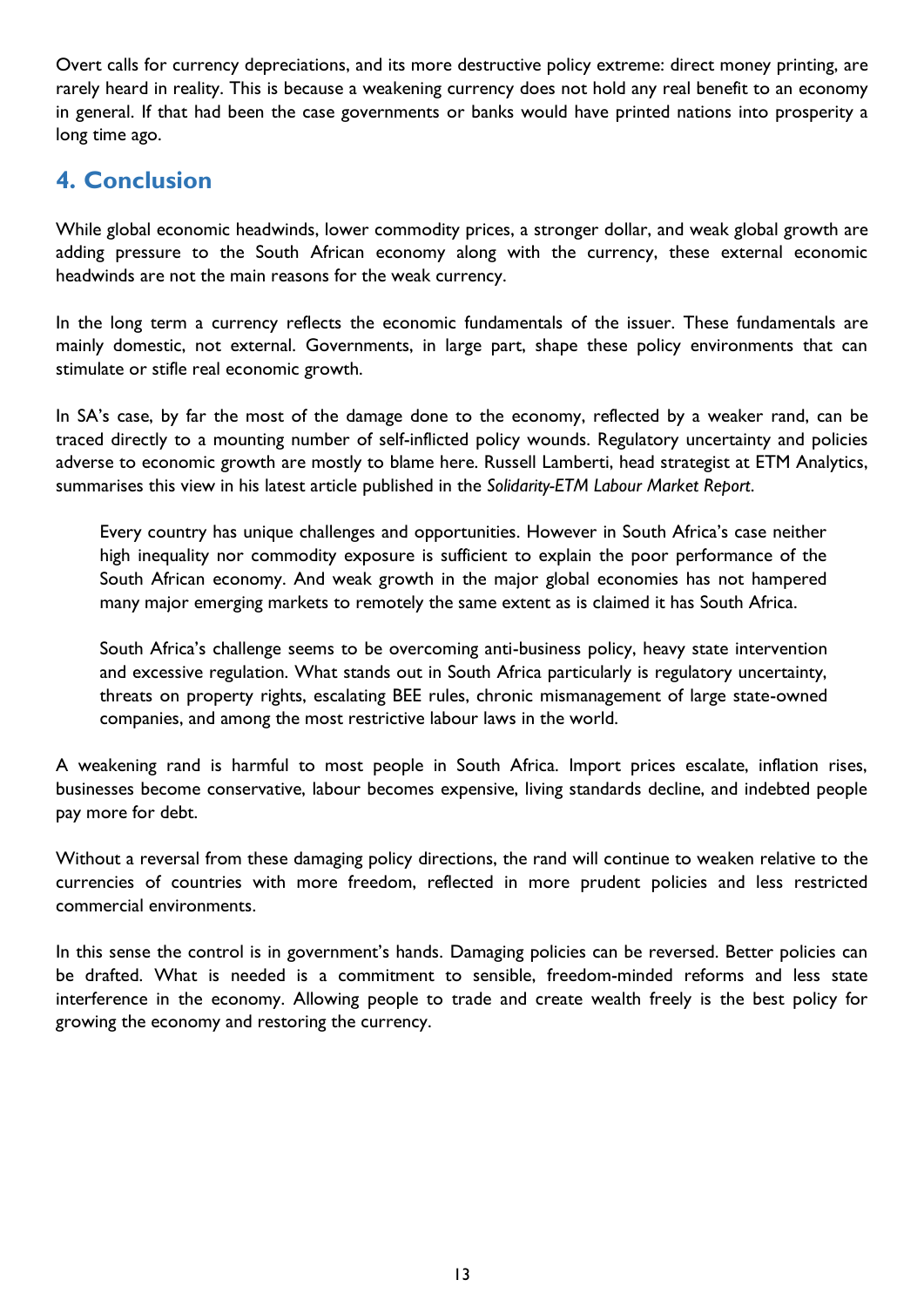Overt calls for currency depreciations, and its more destructive policy extreme: direct money printing, are rarely heard in reality. This is because a weakening currency does not hold any real benefit to an economy in general. If that had been the case governments or banks would have printed nations into prosperity a long time ago.

## 4. Conclusion

While global economic headwinds, lower commodity prices, a stronger dollar, and weak global growth are adding pressure to the South African economy along with the currency, these external economic headwinds are not the main reasons for the weak currency.

In the long term a currency reflects the economic fundamentals of the issuer. These fundamentals are mainly domestic, not external. Governments, in large part, shape these policy environments that can stimulate or stifle real economic growth.

In SA's case, by far the most of the damage done to the economy, reflected by a weaker rand, can be traced directly to a mounting number of self-inflicted policy wounds. Regulatory uncertainty and policies adverse to economic growth are mostly to blame here. Russell Lamberti, head strategist at ETM Analytics, summarises this view in his latest article published in the *Solidarity-ETM Labour Market Report*.

> Every country has unique challenges and opportunities. However in South Africa's case neither high inequality nor commodity exposure is sufficient to explain the poor performance of the South African economy. And weak growth in the major global economies has not hampered many major emerging markets to remotely the same extent as is claimed it has South Africa.
>
> South Africa's challenge seems to be overcoming anti-business policy, heavy state intervention and excessive regulation. What stands out in South Africa particularly is regulatory uncertainty, threats on property rights, escalating BEE rules, chronic mismanagement of large state-owned companies, and among the most restrictive labour laws in the world.

A weakening rand is harmful to most people in South Africa. Import prices escalate, inflation rises, businesses become conservative, labour becomes expensive, living standards decline, and indebted people pay more for debt.

Without a reversal from these damaging policy directions, the rand will continue to weaken relative to the currencies of countries with more freedom, reflected in more prudent policies and less restricted commercial environments.

In this sense the control is in government's hands. Damaging policies can be reversed. Better policies can be drafted. What is needed is a commitment to sensible, freedom-minded reforms and less state interference in the economy. Allowing people to trade and create wealth freely is the best policy for growing the economy and restoring the currency.